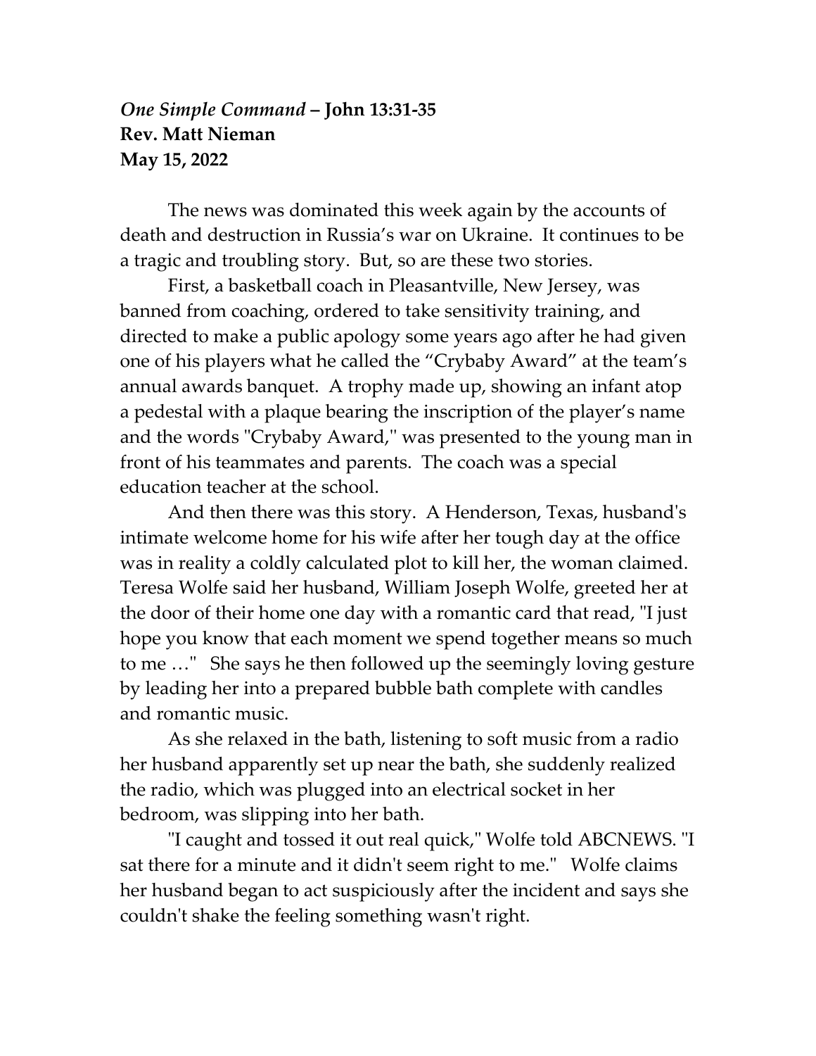***One Simple Command* – John 13:31-35**
**Rev. Matt Nieman**
**May 15, 2022**

The news was dominated this week again by the accounts of death and destruction in Russia's war on Ukraine. It continues to be a tragic and troubling story. But, so are these two stories.

First, a basketball coach in Pleasantville, New Jersey, was banned from coaching, ordered to take sensitivity training, and directed to make a public apology some years ago after he had given one of his players what he called the "Crybaby Award" at the team's annual awards banquet. A trophy made up, showing an infant atop a pedestal with a plaque bearing the inscription of the player's name and the words "Crybaby Award," was presented to the young man in front of his teammates and parents. The coach was a special education teacher at the school.

And then there was this story. A Henderson, Texas, husband's intimate welcome home for his wife after her tough day at the office was in reality a coldly calculated plot to kill her, the woman claimed. Teresa Wolfe said her husband, William Joseph Wolfe, greeted her at the door of their home one day with a romantic card that read, "I just hope you know that each moment we spend together means so much to me …" She says he then followed up the seemingly loving gesture by leading her into a prepared bubble bath complete with candles and romantic music.

As she relaxed in the bath, listening to soft music from a radio her husband apparently set up near the bath, she suddenly realized the radio, which was plugged into an electrical socket in her bedroom, was slipping into her bath.

"I caught and tossed it out real quick," Wolfe told ABCNEWS. "I sat there for a minute and it didn't seem right to me." Wolfe claims her husband began to act suspiciously after the incident and says she couldn't shake the feeling something wasn't right.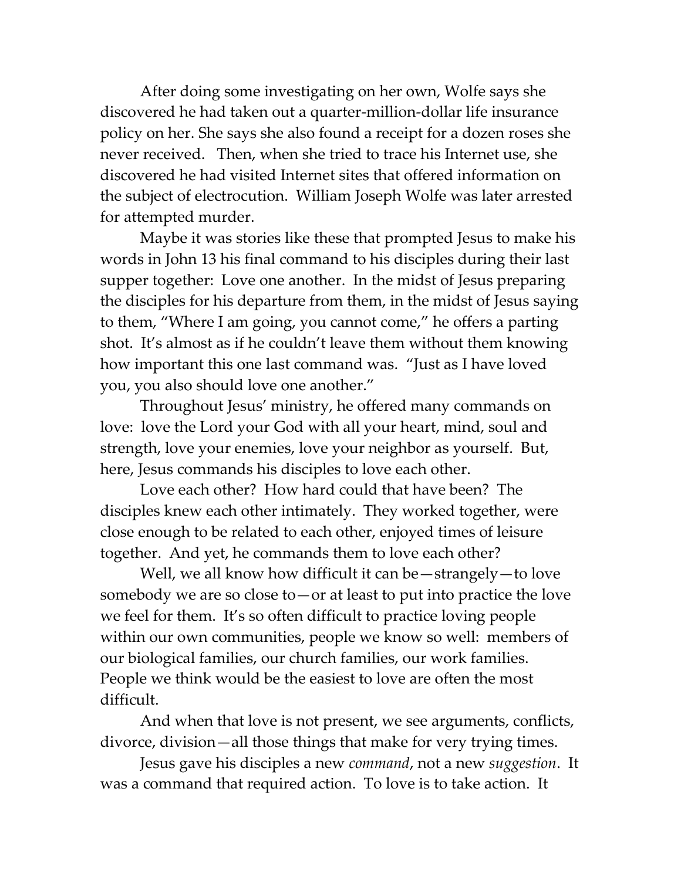After doing some investigating on her own, Wolfe says she discovered he had taken out a quarter-million-dollar life insurance policy on her. She says she also found a receipt for a dozen roses she never received. Then, when she tried to trace his Internet use, she discovered he had visited Internet sites that offered information on the subject of electrocution. William Joseph Wolfe was later arrested for attempted murder.

Maybe it was stories like these that prompted Jesus to make his words in John 13 his final command to his disciples during their last supper together: Love one another. In the midst of Jesus preparing the disciples for his departure from them, in the midst of Jesus saying to them, "Where I am going, you cannot come," he offers a parting shot. It's almost as if he couldn't leave them without them knowing how important this one last command was. "Just as I have loved you, you also should love one another."

Throughout Jesus' ministry, he offered many commands on love: love the Lord your God with all your heart, mind, soul and strength, love your enemies, love your neighbor as yourself. But, here, Jesus commands his disciples to love each other.

Love each other? How hard could that have been? The disciples knew each other intimately. They worked together, were close enough to be related to each other, enjoyed times of leisure together. And yet, he commands them to love each other?

Well, we all know how difficult it can be—strangely—to love somebody we are so close to—or at least to put into practice the love we feel for them. It's so often difficult to practice loving people within our own communities, people we know so well: members of our biological families, our church families, our work families. People we think would be the easiest to love are often the most difficult.

And when that love is not present, we see arguments, conflicts, divorce, division—all those things that make for very trying times.

Jesus gave his disciples a new *command*, not a new *suggestion*. It was a command that required action. To love is to take action. It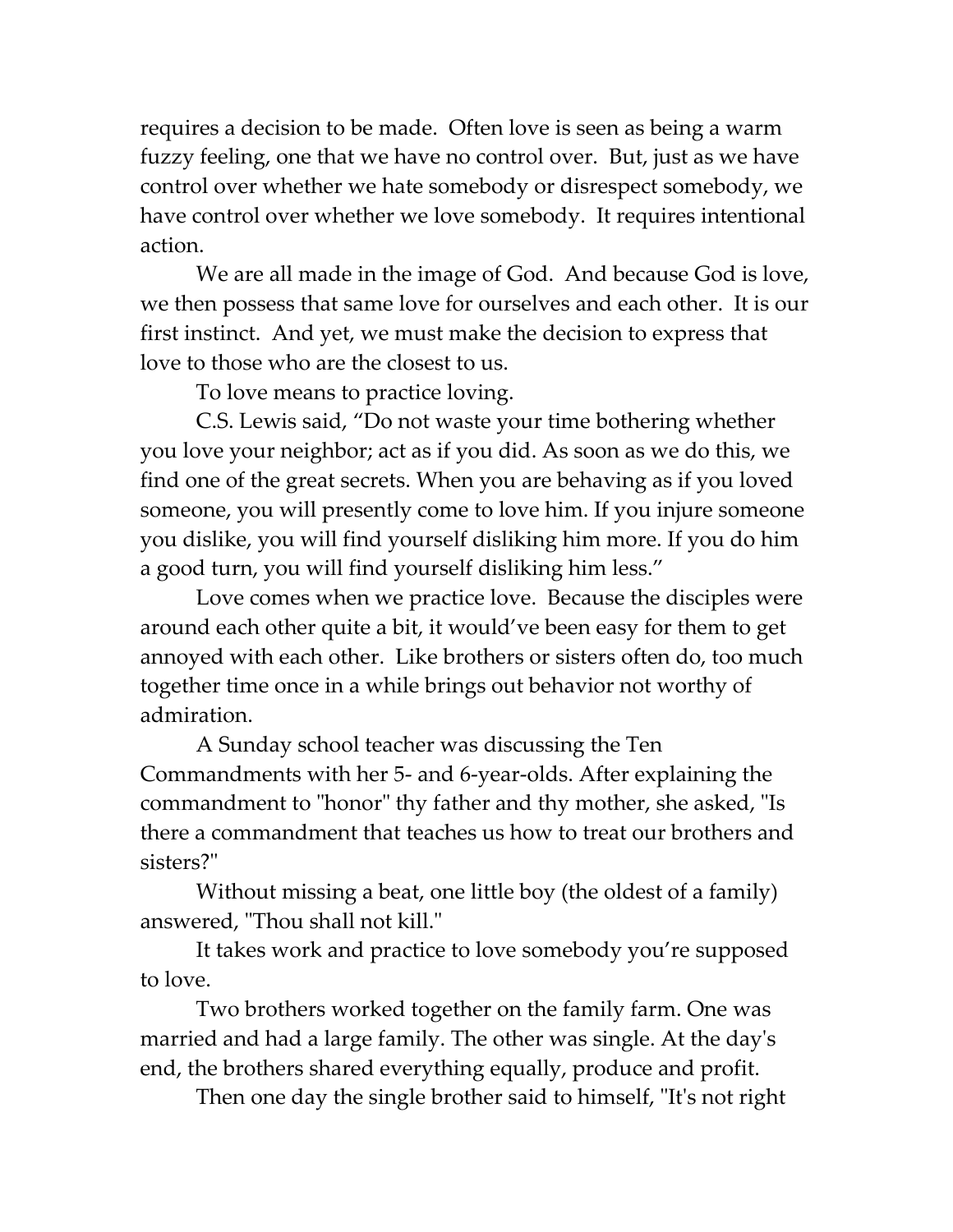requires a decision to be made. Often love is seen as being a warm fuzzy feeling, one that we have no control over. But, just as we have control over whether we hate somebody or disrespect somebody, we have control over whether we love somebody. It requires intentional action.

We are all made in the image of God. And because God is love, we then possess that same love for ourselves and each other. It is our first instinct. And yet, we must make the decision to express that love to those who are the closest to us.

To love means to practice loving.

C.S. Lewis said, "Do not waste your time bothering whether you love your neighbor; act as if you did. As soon as we do this, we find one of the great secrets. When you are behaving as if you loved someone, you will presently come to love him. If you injure someone you dislike, you will find yourself disliking him more. If you do him a good turn, you will find yourself disliking him less."

Love comes when we practice love. Because the disciples were around each other quite a bit, it would've been easy for them to get annoyed with each other. Like brothers or sisters often do, too much together time once in a while brings out behavior not worthy of admiration.

A Sunday school teacher was discussing the Ten Commandments with her 5- and 6-year-olds. After explaining the commandment to "honor" thy father and thy mother, she asked, "Is there a commandment that teaches us how to treat our brothers and sisters?"

Without missing a beat, one little boy (the oldest of a family) answered, "Thou shall not kill."

It takes work and practice to love somebody you're supposed to love.

Two brothers worked together on the family farm. One was married and had a large family. The other was single. At the day's end, the brothers shared everything equally, produce and profit.

Then one day the single brother said to himself, "It's not right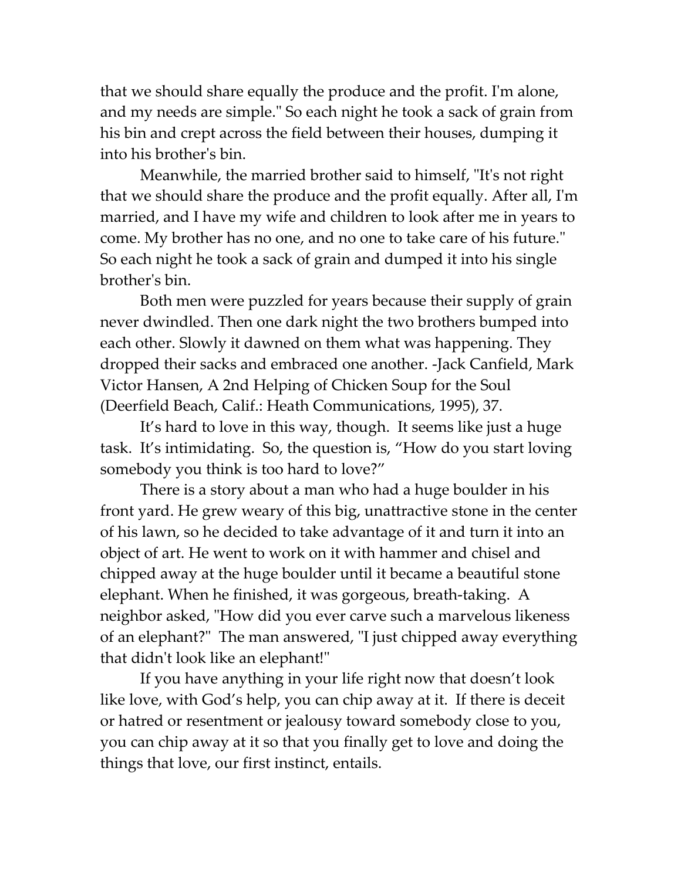that we should share equally the produce and the profit. I'm alone, and my needs are simple." So each night he took a sack of grain from his bin and crept across the field between their houses, dumping it into his brother's bin.

Meanwhile, the married brother said to himself, "It's not right that we should share the produce and the profit equally. After all, I'm married, and I have my wife and children to look after me in years to come. My brother has no one, and no one to take care of his future." So each night he took a sack of grain and dumped it into his single brother's bin.

Both men were puzzled for years because their supply of grain never dwindled. Then one dark night the two brothers bumped into each other. Slowly it dawned on them what was happening. They dropped their sacks and embraced one another. -Jack Canfield, Mark Victor Hansen, A 2nd Helping of Chicken Soup for the Soul (Deerfield Beach, Calif.: Heath Communications, 1995), 37.

It's hard to love in this way, though. It seems like just a huge task. It's intimidating. So, the question is, "How do you start loving somebody you think is too hard to love?"

There is a story about a man who had a huge boulder in his front yard. He grew weary of this big, unattractive stone in the center of his lawn, so he decided to take advantage of it and turn it into an object of art. He went to work on it with hammer and chisel and chipped away at the huge boulder until it became a beautiful stone elephant. When he finished, it was gorgeous, breath-taking. A neighbor asked, "How did you ever carve such a marvelous likeness of an elephant?" The man answered, "I just chipped away everything that didn't look like an elephant!"

If you have anything in your life right now that doesn't look like love, with God's help, you can chip away at it. If there is deceit or hatred or resentment or jealousy toward somebody close to you, you can chip away at it so that you finally get to love and doing the things that love, our first instinct, entails.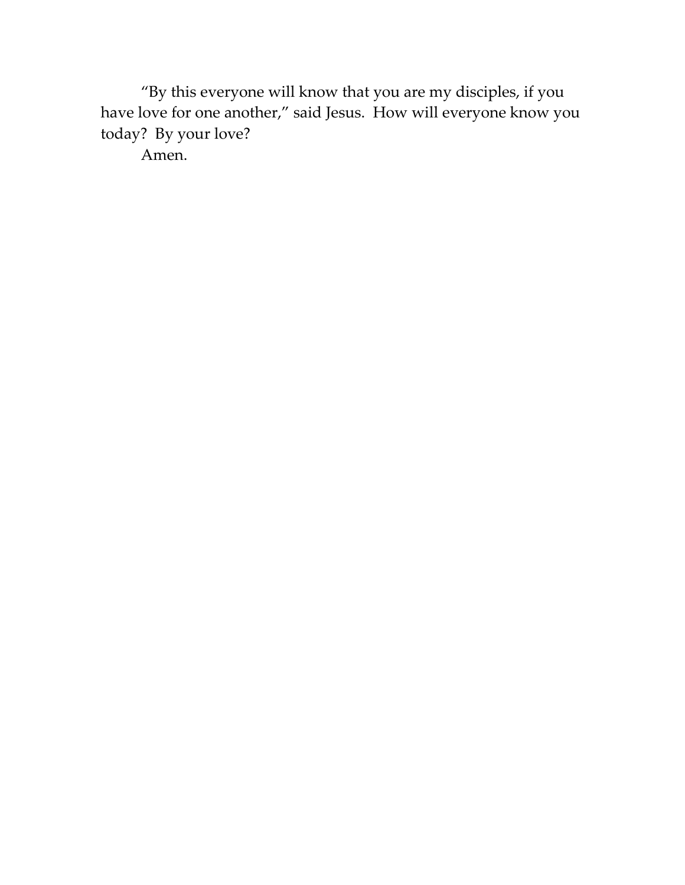"By this everyone will know that you are my disciples, if you have love for one another," said Jesus. How will everyone know you today? By your love?

Amen.